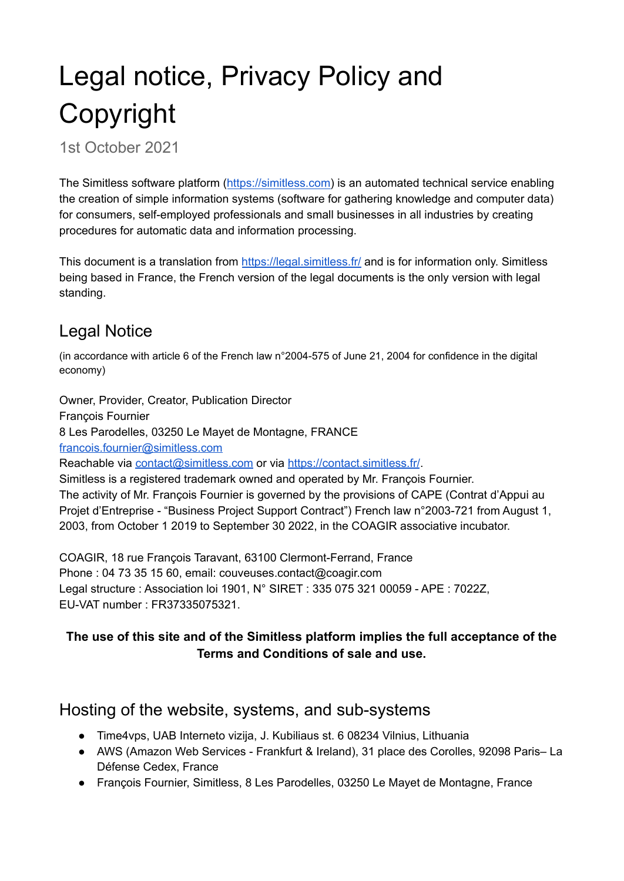# Legal notice, Privacy Policy and Copyright

1st October 2021

The Simitless software platform (https://simitless.com) is an automated technical service enabling the creation of simple information systems (software for gathering knowledge and computer data) for consumers, self-employed professionals and small businesses in all industries by creating procedures for automatic data and information processing.

This document is a translation from https://legal.simitless.fr/ and is for information only. Simitless being based in France, the French version of the legal documents is the only version with legal standing.

## Legal Notice

(in accordance with article 6 of the French law n°2004-575 of June 21, 2004 for confidence in the digital economy)

Owner, Provider, Creator, Publication Director
François Fournier
8 Les Parodelles, 03250 Le Mayet de Montagne, FRANCE
francois.fournier@simitless.com
Reachable via contact@simitless.com or via https://contact.simitless.fr/.
Simitless is a registered trademark owned and operated by Mr. François Fournier.
The activity of Mr. François Fournier is governed by the provisions of CAPE (Contrat d'Appui au Projet d'Entreprise - "Business Project Support Contract") French law n°2003-721 from August 1, 2003, from October 1 2019 to September 30 2022, in the COAGIR associative incubator.

COAGIR, 18 rue François Taravant, 63100 Clermont-Ferrand, France
Phone : 04 73 35 15 60, email: couveuses.contact@coagir.com
Legal structure : Association loi 1901, N° SIRET : 335 075 321 00059 - APE : 7022Z,
EU-VAT number : FR37335075321.

**The use of this site and of the Simitless platform implies the full acceptance of the Terms and Conditions of sale and use.**

## Hosting of the website, systems, and sub-systems

- Time4vps, UAB Interneto vizija, J. Kubiliaus st. 6 08234 Vilnius, Lithuania
- AWS (Amazon Web Services - Frankfurt & Ireland), 31 place des Corolles, 92098 Paris– La Défense Cedex, France
- François Fournier, Simitless, 8 Les Parodelles, 03250 Le Mayet de Montagne, France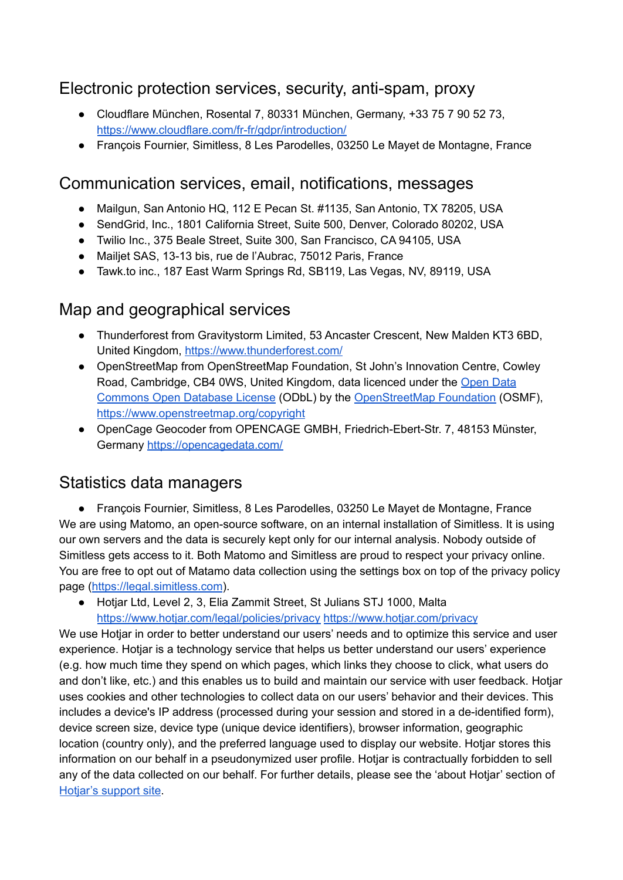## Electronic protection services, security, anti-spam, proxy

- Cloudflare München, Rosental 7, 80331 München, Germany, +33 75 7 90 52 73, [https://www.cloudflare.com/fr-fr/gdpr/introduction/](https://www.cloudflare.com/fr-fr/gdpr/introduction/)
- François Fournier, Simitless, 8 Les Parodelles, 03250 Le Mayet de Montagne, France

## Communication services, email, notifications, messages

- Mailgun, San Antonio HQ, 112 E Pecan St. #1135, San Antonio, TX 78205, USA
- SendGrid, Inc., 1801 California Street, Suite 500, Denver, Colorado 80202, USA
- Twilio Inc., 375 Beale Street, Suite 300, San Francisco, CA 94105, USA
- Mailjet SAS, 13-13 bis, rue de l'Aubrac, 75012 Paris, France
- Tawk.to inc., 187 East Warm Springs Rd, SB119, Las Vegas, NV, 89119, USA

## Map and geographical services

- Thunderforest from Gravitystorm Limited, 53 Ancaster Crescent, New Malden KT3 6BD, United Kingdom, [https://www.thunderforest.com/](https://www.thunderforest.com/)
- OpenStreetMap from OpenStreetMap Foundation, St John's Innovation Centre, Cowley Road, Cambridge, CB4 0WS, United Kingdom, data licenced under the Open Data Commons Open Database License (ODbL) by the OpenStreetMap Foundation (OSMF), [https://www.openstreetmap.org/copyright](https://www.openstreetmap.org/copyright)
- OpenCage Geocoder from OPENCAGE GMBH, Friedrich-Ebert-Str. 7, 48153 Münster, Germany [https://opencagedata.com/](https://opencagedata.com/)

## Statistics data managers

- François Fournier, Simitless, 8 Les Parodelles, 03250 Le Mayet de Montagne, France

We are using Matomo, an open-source software, on an internal installation of Simitless. It is using our own servers and the data is securely kept only for our internal analysis. Nobody outside of Simitless gets access to it. Both Matomo and Simitless are proud to respect your privacy online. You are free to opt out of Matamo data collection using the settings box on top of the privacy policy page ([https://legal.simitless.com](https://legal.simitless.com)).

- Hotjar Ltd, Level 2, 3, Elia Zammit Street, St Julians STJ 1000, Malta [https://www.hotjar.com/legal/policies/privacy](https://www.hotjar.com/legal/policies/privacy) [https://www.hotjar.com/privacy](https://www.hotjar.com/privacy)

We use Hotjar in order to better understand our users' needs and to optimize this service and user experience. Hotjar is a technology service that helps us better understand our users' experience (e.g. how much time they spend on which pages, which links they choose to click, what users do and don't like, etc.) and this enables us to build and maintain our service with user feedback. Hotjar uses cookies and other technologies to collect data on our users' behavior and their devices. This includes a device's IP address (processed during your session and stored in a de-identified form), device screen size, device type (unique device identifiers), browser information, geographic location (country only), and the preferred language used to display our website. Hotjar stores this information on our behalf in a pseudonymized user profile. Hotjar is contractually forbidden to sell any of the data collected on our behalf. For further details, please see the 'about Hotjar' section of Hotjar's support site.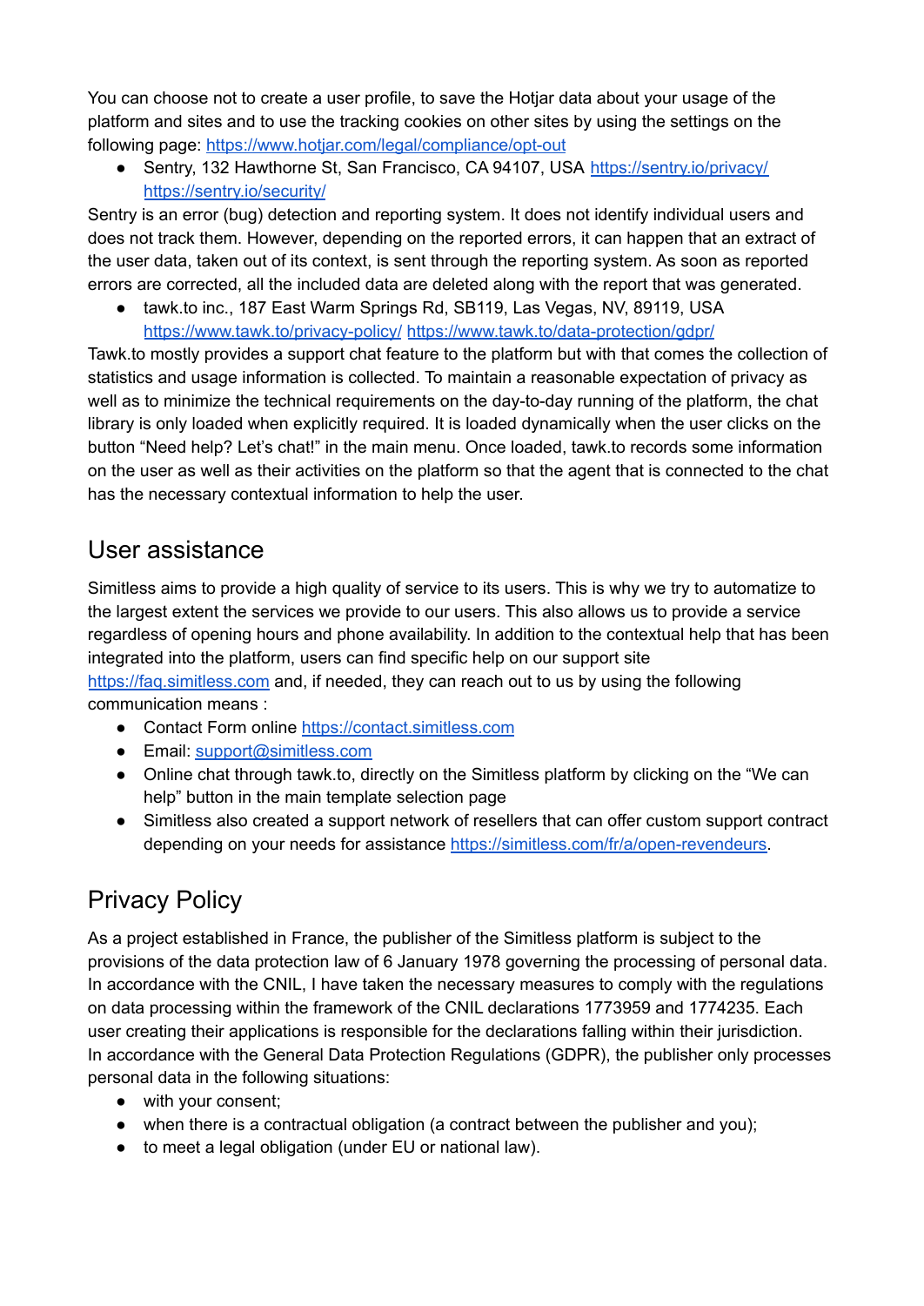You can choose not to create a user profile, to save the Hotjar data about your usage of the platform and sites and to use the tracking cookies on other sites by using the settings on the following page: [https://www.hotjar.com/legal/compliance/opt-out](https://www.hotjar.com/legal/compliance/opt-out)

- Sentry, 132 Hawthorne St, San Francisco, CA 94107, USA [https://sentry.io/privacy/](https://sentry.io/privacy/) [https://sentry.io/security/](https://sentry.io/security/)

Sentry is an error (bug) detection and reporting system. It does not identify individual users and does not track them. However, depending on the reported errors, it can happen that an extract of the user data, taken out of its context, is sent through the reporting system. As soon as reported errors are corrected, all the included data are deleted along with the report that was generated.

- tawk.to inc., 187 East Warm Springs Rd, SB119, Las Vegas, NV, 89119, USA [https://www.tawk.to/privacy-policy/](https://www.tawk.to/privacy-policy/) [https://www.tawk.to/data-protection/gdpr/](https://www.tawk.to/data-protection/gdpr/)

Tawk.to mostly provides a support chat feature to the platform but with that comes the collection of statistics and usage information is collected. To maintain a reasonable expectation of privacy as well as to minimize the technical requirements on the day-to-day running of the platform, the chat library is only loaded when explicitly required. It is loaded dynamically when the user clicks on the button “Need help? Let’s chat!” in the main menu. Once loaded, tawk.to records some information on the user as well as their activities on the platform so that the agent that is connected to the chat has the necessary contextual information to help the user.

## User assistance

Simitless aims to provide a high quality of service to its users. This is why we try to automatize to the largest extent the services we provide to our users. This also allows us to provide a service regardless of opening hours and phone availability. In addition to the contextual help that has been integrated into the platform, users can find specific help on our support site [https://faq.simitless.com](https://faq.simitless.com) and, if needed, they can reach out to us by using the following communication means :

- Contact Form online [https://contact.simitless.com](https://contact.simitless.com)
- Email: [support@simitless.com](mailto:support@simitless.com)
- Online chat through tawk.to, directly on the Simitless platform by clicking on the “We can help” button in the main template selection page
- Simitless also created a support network of resellers that can offer custom support contract depending on your needs for assistance [https://simitless.com/fr/a/open-revendeurs](https://simitless.com/fr/a/open-revendeurs).

## Privacy Policy

As a project established in France, the publisher of the Simitless platform is subject to the provisions of the data protection law of 6 January 1978 governing the processing of personal data. In accordance with the CNIL, I have taken the necessary measures to comply with the regulations on data processing within the framework of the CNIL declarations 1773959 and 1774235. Each user creating their applications is responsible for the declarations falling within their jurisdiction. In accordance with the General Data Protection Regulations (GDPR), the publisher only processes personal data in the following situations:

- with your consent;
- when there is a contractual obligation (a contract between the publisher and you);
- to meet a legal obligation (under EU or national law).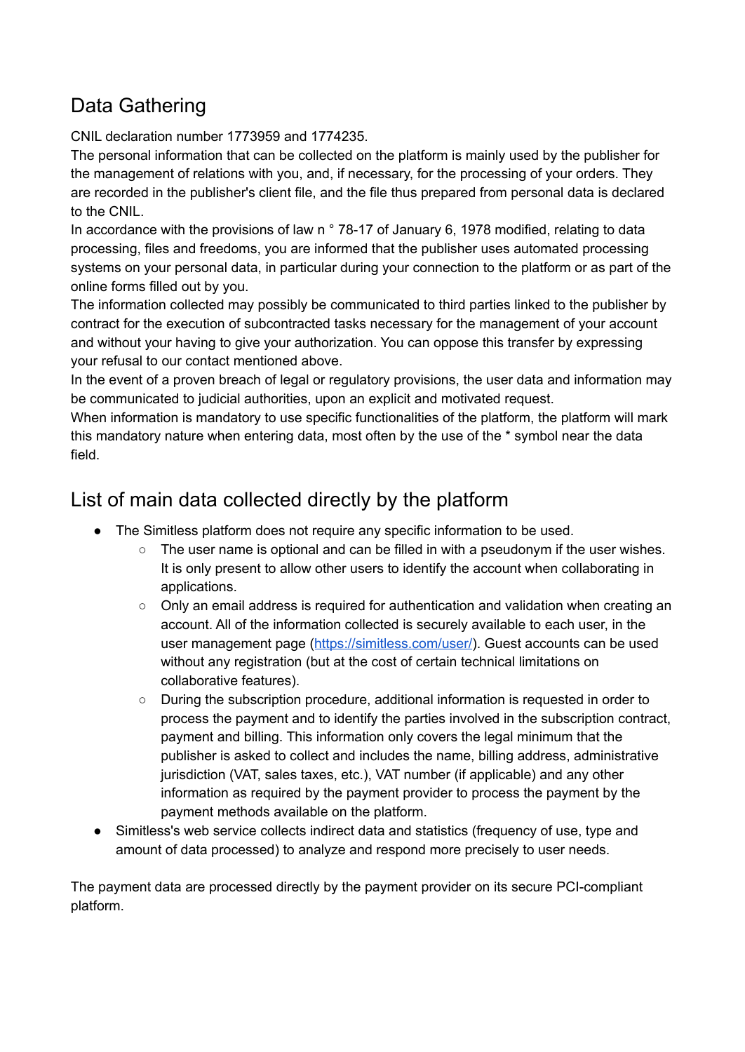## Data Gathering

CNIL declaration number 1773959 and 1774235.

The personal information that can be collected on the platform is mainly used by the publisher for the management of relations with you, and, if necessary, for the processing of your orders. They are recorded in the publisher's client file, and the file thus prepared from personal data is declared to the CNIL.

In accordance with the provisions of law n ° 78-17 of January 6, 1978 modified, relating to data processing, files and freedoms, you are informed that the publisher uses automated processing systems on your personal data, in particular during your connection to the platform or as part of the online forms filled out by you.

The information collected may possibly be communicated to third parties linked to the publisher by contract for the execution of subcontracted tasks necessary for the management of your account and without your having to give your authorization. You can oppose this transfer by expressing your refusal to our contact mentioned above.

In the event of a proven breach of legal or regulatory provisions, the user data and information may be communicated to judicial authorities, upon an explicit and motivated request.

When information is mandatory to use specific functionalities of the platform, the platform will mark this mandatory nature when entering data, most often by the use of the * symbol near the data field.

## List of main data collected directly by the platform

- The Simitless platform does not require any specific information to be used.
  - The user name is optional and can be filled in with a pseudonym if the user wishes. It is only present to allow other users to identify the account when collaborating in applications.
  - Only an email address is required for authentication and validation when creating an account. All of the information collected is securely available to each user, in the user management page ([https://simitless.com/user/](https://simitless.com/user/)). Guest accounts can be used without any registration (but at the cost of certain technical limitations on collaborative features).
  - During the subscription procedure, additional information is requested in order to process the payment and to identify the parties involved in the subscription contract, payment and billing. This information only covers the legal minimum that the publisher is asked to collect and includes the name, billing address, administrative jurisdiction (VAT, sales taxes, etc.), VAT number (if applicable) and any other information as required by the payment provider to process the payment by the payment methods available on the platform.
- Simitless's web service collects indirect data and statistics (frequency of use, type and amount of data processed) to analyze and respond more precisely to user needs.

The payment data are processed directly by the payment provider on its secure PCI-compliant platform.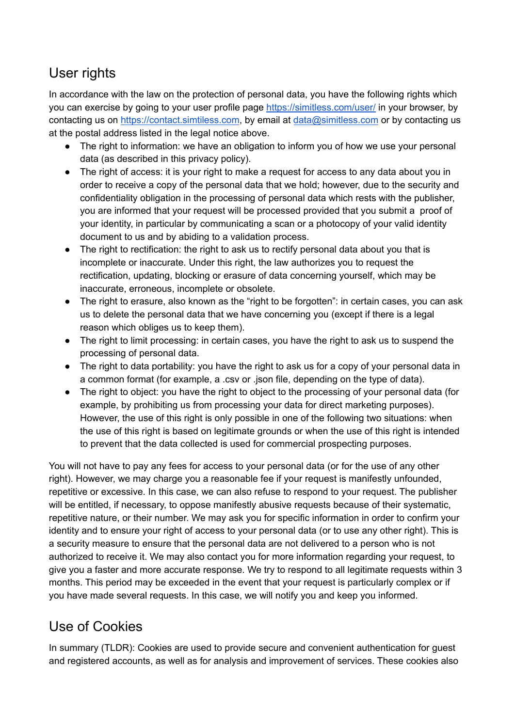## User rights

In accordance with the law on the protection of personal data, you have the following rights which you can exercise by going to your user profile page [https://simitless.com/user/](https://simitless.com/user/) in your browser, by contacting us on [https://contact.simtiless.com](https://contact.simtiless.com), by email at [data@simitless.com](mailto:data@simitless.com) or by contacting us at the postal address listed in the legal notice above.

- The right to information: we have an obligation to inform you of how we use your personal data (as described in this privacy policy).
- The right of access: it is your right to make a request for access to any data about you in order to receive a copy of the personal data that we hold; however, due to the security and confidentiality obligation in the processing of personal data which rests with the publisher, you are informed that your request will be processed provided that you submit a proof of your identity, in particular by communicating a scan or a photocopy of your valid identity document to us and by abiding to a validation process.
- The right to rectification: the right to ask us to rectify personal data about you that is incomplete or inaccurate. Under this right, the law authorizes you to request the rectification, updating, blocking or erasure of data concerning yourself, which may be inaccurate, erroneous, incomplete or obsolete.
- The right to erasure, also known as the "right to be forgotten": in certain cases, you can ask us to delete the personal data that we have concerning you (except if there is a legal reason which obliges us to keep them).
- The right to limit processing: in certain cases, you have the right to ask us to suspend the processing of personal data.
- The right to data portability: you have the right to ask us for a copy of your personal data in a common format (for example, a .csv or .json file, depending on the type of data).
- The right to object: you have the right to object to the processing of your personal data (for example, by prohibiting us from processing your data for direct marketing purposes). However, the use of this right is only possible in one of the following two situations: when the use of this right is based on legitimate grounds or when the use of this right is intended to prevent that the data collected is used for commercial prospecting purposes.

You will not have to pay any fees for access to your personal data (or for the use of any other right). However, we may charge you a reasonable fee if your request is manifestly unfounded, repetitive or excessive. In this case, we can also refuse to respond to your request. The publisher will be entitled, if necessary, to oppose manifestly abusive requests because of their systematic, repetitive nature, or their number. We may ask you for specific information in order to confirm your identity and to ensure your right of access to your personal data (or to use any other right). This is a security measure to ensure that the personal data are not delivered to a person who is not authorized to receive it. We may also contact you for more information regarding your request, to give you a faster and more accurate response. We try to respond to all legitimate requests within 3 months. This period may be exceeded in the event that your request is particularly complex or if you have made several requests. In this case, we will notify you and keep you informed.

## Use of Cookies

In summary (TLDR): Cookies are used to provide secure and convenient authentication for guest and registered accounts, as well as for analysis and improvement of services. These cookies also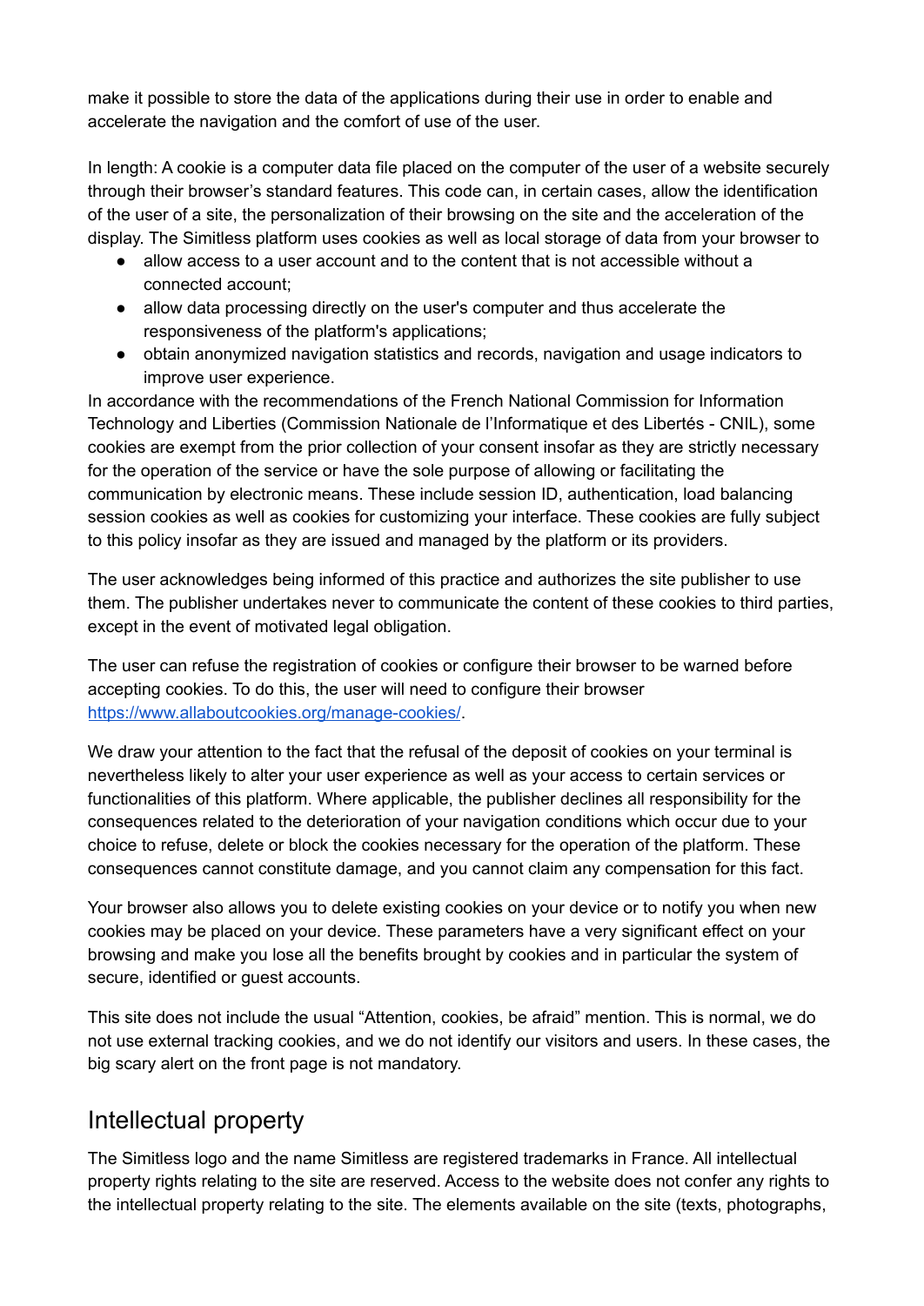make it possible to store the data of the applications during their use in order to enable and accelerate the navigation and the comfort of use of the user.

In length: A cookie is a computer data file placed on the computer of the user of a website securely through their browser's standard features. This code can, in certain cases, allow the identification of the user of a site, the personalization of their browsing on the site and the acceleration of the display. The Simitless platform uses cookies as well as local storage of data from your browser to

- allow access to a user account and to the content that is not accessible without a connected account;
- allow data processing directly on the user's computer and thus accelerate the responsiveness of the platform's applications;
- obtain anonymized navigation statistics and records, navigation and usage indicators to improve user experience.

In accordance with the recommendations of the French National Commission for Information Technology and Liberties (Commission Nationale de l'Informatique et des Libertés - CNIL), some cookies are exempt from the prior collection of your consent insofar as they are strictly necessary for the operation of the service or have the sole purpose of allowing or facilitating the communication by electronic means. These include session ID, authentication, load balancing session cookies as well as cookies for customizing your interface. These cookies are fully subject to this policy insofar as they are issued and managed by the platform or its providers.

The user acknowledges being informed of this practice and authorizes the site publisher to use them. The publisher undertakes never to communicate the content of these cookies to third parties, except in the event of motivated legal obligation.

The user can refuse the registration of cookies or configure their browser to be warned before accepting cookies. To do this, the user will need to configure their browser [https://www.allaboutcookies.org/manage-cookies/](https://www.allaboutcookies.org/manage-cookies/).

We draw your attention to the fact that the refusal of the deposit of cookies on your terminal is nevertheless likely to alter your user experience as well as your access to certain services or functionalities of this platform. Where applicable, the publisher declines all responsibility for the consequences related to the deterioration of your navigation conditions which occur due to your choice to refuse, delete or block the cookies necessary for the operation of the platform. These consequences cannot constitute damage, and you cannot claim any compensation for this fact.

Your browser also allows you to delete existing cookies on your device or to notify you when new cookies may be placed on your device. These parameters have a very significant effect on your browsing and make you lose all the benefits brought by cookies and in particular the system of secure, identified or guest accounts.

This site does not include the usual "Attention, cookies, be afraid" mention. This is normal, we do not use external tracking cookies, and we do not identify our visitors and users. In these cases, the big scary alert on the front page is not mandatory.

## Intellectual property

The Simitless logo and the name Simitless are registered trademarks in France. All intellectual property rights relating to the site are reserved. Access to the website does not confer any rights to the intellectual property relating to the site. The elements available on the site (texts, photographs,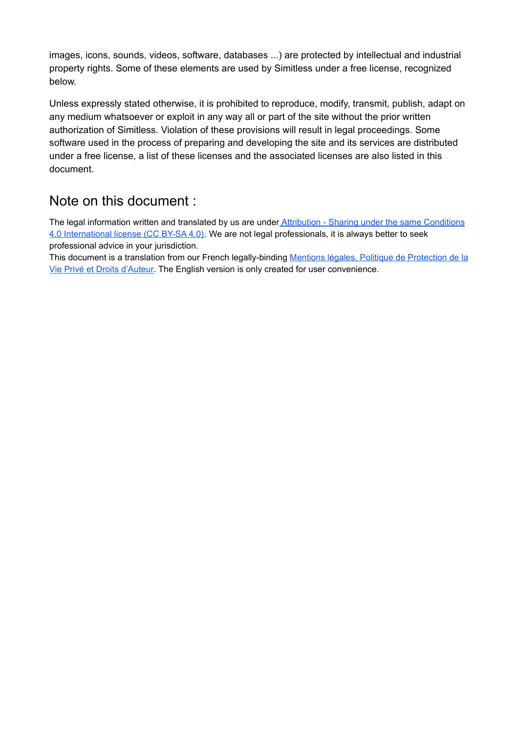images, icons, sounds, videos, software, databases ...) are protected by intellectual and industrial property rights. Some of these elements are used by Simitless under a free license, recognized below.

Unless expressly stated otherwise, it is prohibited to reproduce, modify, transmit, publish, adapt on any medium whatsoever or exploit in any way all or part of the site without the prior written authorization of Simitless. Violation of these provisions will result in legal proceedings. Some software used in the process of preparing and developing the site and its services are distributed under a free license, a list of these licenses and the associated licenses are also listed in this document.

## Note on this document :

The legal information written and translated by us are under Attribution - Sharing under the same Conditions 4.0 International license (CC BY-SA 4.0). We are not legal professionals, it is always better to seek professional advice in your jurisdiction.
This document is a translation from our French legally-binding Mentions légales, Politique de Protection de la Vie Privé et Droits d'Auteur. The English version is only created for user convenience.